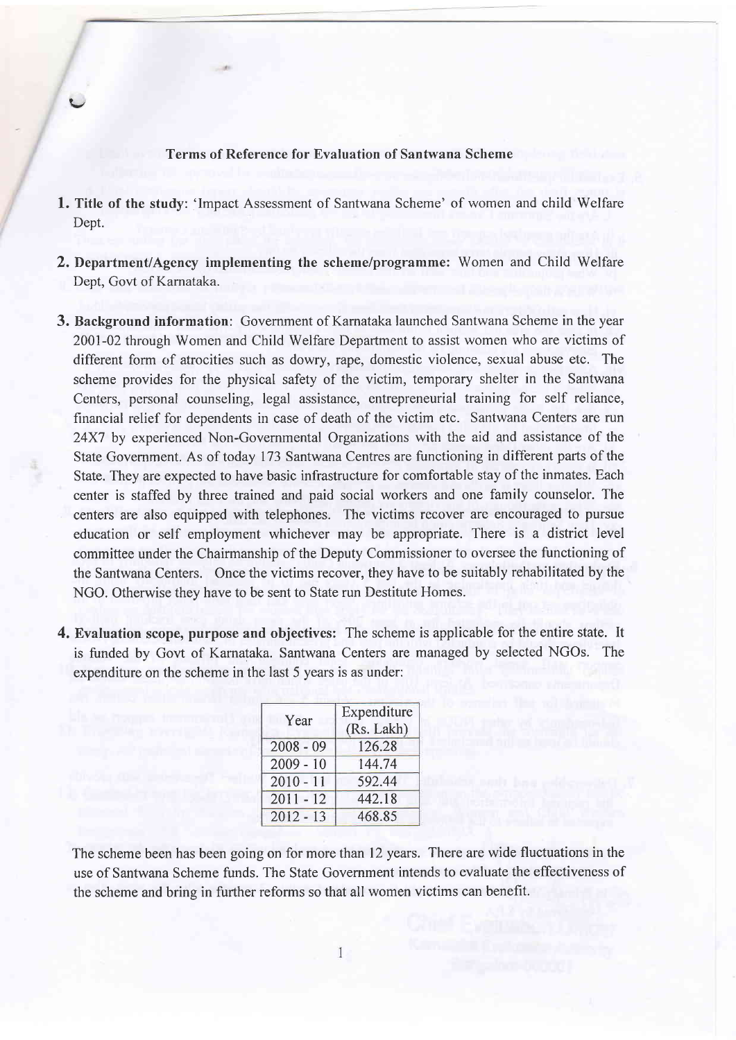## Terms of Reference for Evaluation of Santwana Scheme

1. **Title of the study**: 'Impact Assessment of Santwana Scheme' of women and child Welfare Dept.

2. **Department/Agency implementing the scheme/programme:** Women and Child Welfare Dept, Govt of Karnataka.

3. **Background information**: Government of Karnataka launched Santwana Scheme in the year 2001-02 through Women and Child Welfare Department to assist women who are victims of different form of atrocities such as dowry, rape, domestic violence, sexual abuse etc. The scheme provides for the physical safety of the victim, temporary shelter in the Santwana Centers, personal counseling, legal assistance, entrepreneurial training for self reliance, financial relief for dependents in case of death of the victim etc. Santwana Centers are run 24X7 by experienced Non-Governmental Organizations with the aid and assistance of the State Government. As of today 173 Santwana Centres are functioning in different parts of the State. They are expected to have basic infrastructure for comfortable stay of the inmates. Each center is staffed by three trained and paid social workers and one family counselor. The centers are also equipped with telephones. The victims recover are encouraged to pursue education or self employment whichever may be appropriate. There is a district level committee under the Chairmanship of the Deputy Commissioner to oversee the functioning of the Santwana Centers. Once the victims recover, they have to be suitably rehabilitated by the NGO. Otherwise they have to be sent to State run Destitute Homes.

4. **Evaluation scope, purpose and objectives:** The scheme is applicable for the entire state. It is funded by Govt of Karnataka. Santwana Centers are managed by selected NGOs. The expenditure on the scheme in the last 5 years is as under:

| Year | Expenditure (Rs. Lakh) |
|---|---|
| 2008 - 09 | 126.28 |
| 2009 - 10 | 144.74 |
| 2010 - 11 | 592.44 |
| 2011 - 12 | 442.18 |
| 2012 - 13 | 468.85 |

The scheme been has been going on for more than 12 years. There are wide fluctuations in the use of Santwana Scheme funds. The State Government intends to evaluate the effectiveness of the scheme and bring in further reforms so that all women victims can benefit.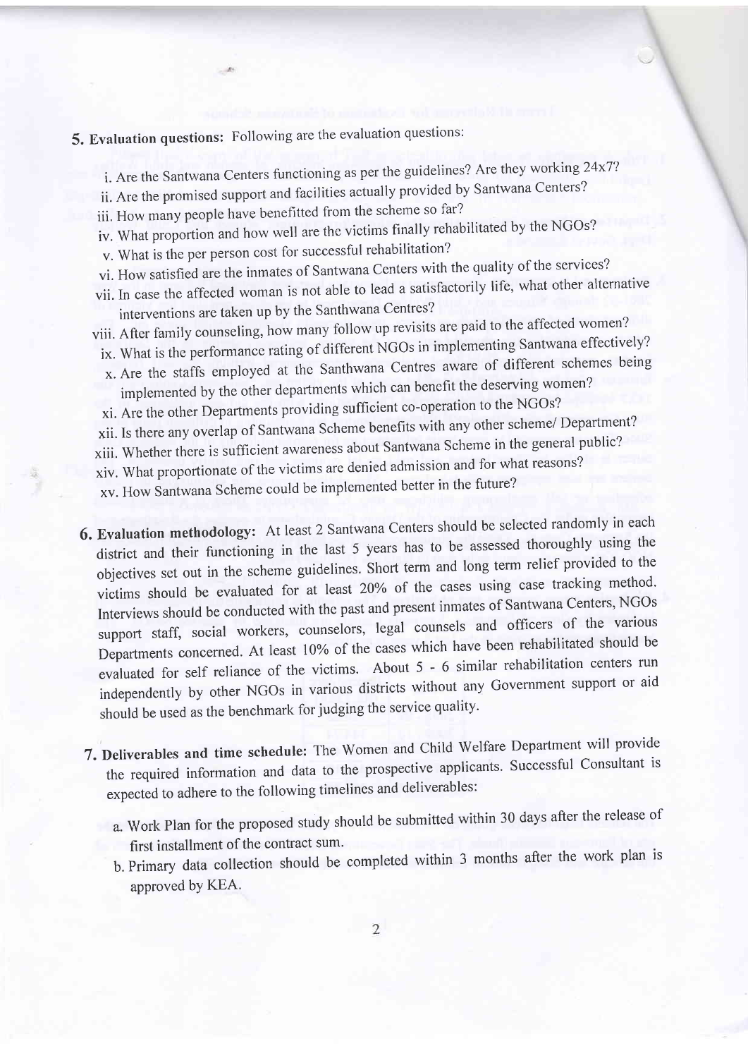**5. Evaluation questions:** Following are the evaluation questions:

i. Are the Santwana Centers functioning as per the guidelines? Are they working 24x7?
ii. Are the promised support and facilities actually provided by Santwana Centers?
iii. How many people have benefitted from the scheme so far?
iv. What proportion and how well are the victims finally rehabilitated by the NGOs?
v. What is the per person cost for successful rehabilitation?
vi. How satisfied are the inmates of Santwana Centers with the quality of the services?
vii. In case the affected woman is not able to lead a satisfactorily life, what other alternative interventions are taken up by the Santhwana Centres?
viii. After family counseling, how many follow up revisits are paid to the affected women?
ix. What is the performance rating of different NGOs in implementing Santwana effectively?
x. Are the staffs employed at the Santhwana Centres aware of different schemes being implemented by the other departments which can benefit the deserving women?
xi. Are the other Departments providing sufficient co-operation to the NGOs?
xii. Is there any overlap of Santwana Scheme benefits with any other scheme/ Department?
xiii. Whether there is sufficient awareness about Santwana Scheme in the general public?
xiv. What proportionate of the victims are denied admission and for what reasons?
xv. How Santwana Scheme could be implemented better in the future?

**6. Evaluation methodology:** At least 2 Santwana Centers should be selected randomly in each district and their functioning in the last 5 years has to be assessed thoroughly using the objectives set out in the scheme guidelines. Short term and long term relief provided to the victims should be evaluated for at least 20% of the cases using case tracking method. Interviews should be conducted with the past and present inmates of Santwana Centers, NGOs support staff, social workers, counselors, legal counsels and officers of the various Departments concerned. At least 10% of the cases which have been rehabilitated should be evaluated for self reliance of the victims. About 5 - 6 similar rehabilitation centers run independently by other NGOs in various districts without any Government support or aid should be used as the benchmark for judging the service quality.

**7. Deliverables and time schedule:** The Women and Child Welfare Department will provide the required information and data to the prospective applicants. Successful Consultant is expected to adhere to the following timelines and deliverables:

a. Work Plan for the proposed study should be submitted within 30 days after the release of first installment of the contract sum.
b. Primary data collection should be completed within 3 months after the work plan is approved by KEA.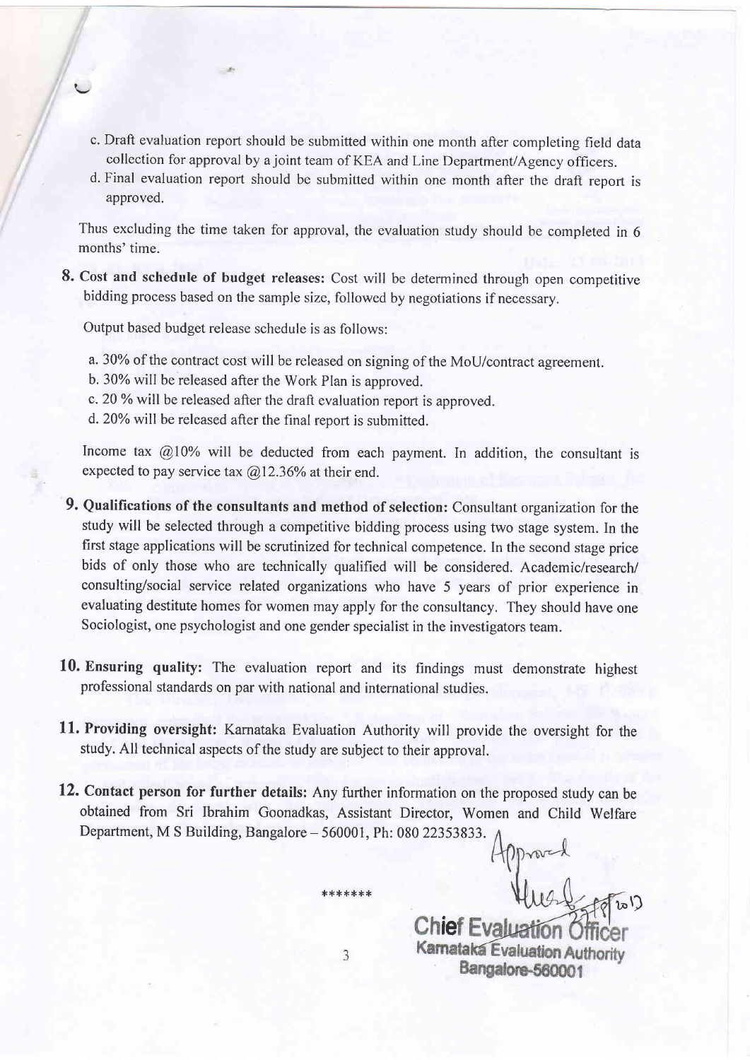c. Draft evaluation report should be submitted within one month after completing field data collection for approval by a joint team of KEA and Line Department/Agency officers.

d. Final evaluation report should be submitted within one month after the draft report is approved.

Thus excluding the time taken for approval, the evaluation study should be completed in 6 months' time.

**8. Cost and schedule of budget releases:** Cost will be determined through open competitive bidding process based on the sample size, followed by negotiations if necessary.

Output based budget release schedule is as follows:

a. 30% of the contract cost will be released on signing of the MoU/contract agreement.

b. 30% will be released after the Work Plan is approved.

c. 20 % will be released after the draft evaluation report is approved.

d. 20% will be released after the final report is submitted.

Income tax @10% will be deducted from each payment. In addition, the consultant is expected to pay service tax @12.36% at their end.

**9. Qualifications of the consultants and method of selection:** Consultant organization for the study will be selected through a competitive bidding process using two stage system. In the first stage applications will be scrutinized for technical competence. In the second stage price bids of only those who are technically qualified will be considered. Academic/research/ consulting/social service related organizations who have 5 years of prior experience in evaluating destitute homes for women may apply for the consultancy. They should have one Sociologist, one psychologist and one gender specialist in the investigators team.

**10. Ensuring quality:** The evaluation report and its findings must demonstrate highest professional standards on par with national and international studies.

**11. Providing oversight:** Karnataka Evaluation Authority will provide the oversight for the study. All technical aspects of the study are subject to their approval.

**12. Contact person for further details:** Any further information on the proposed study can be obtained from Sri Ibrahim Goonadkas, Assistant Director, Women and Child Welfare Department, M S Building, Bangalore – 560001, Ph: 080 22353833.

\*\*\*\*\*\*\*

Approved

27/8/2013

**Chief Evaluation Officer**
**Karnataka Evaluation Authority**
**Bangalore-560001**